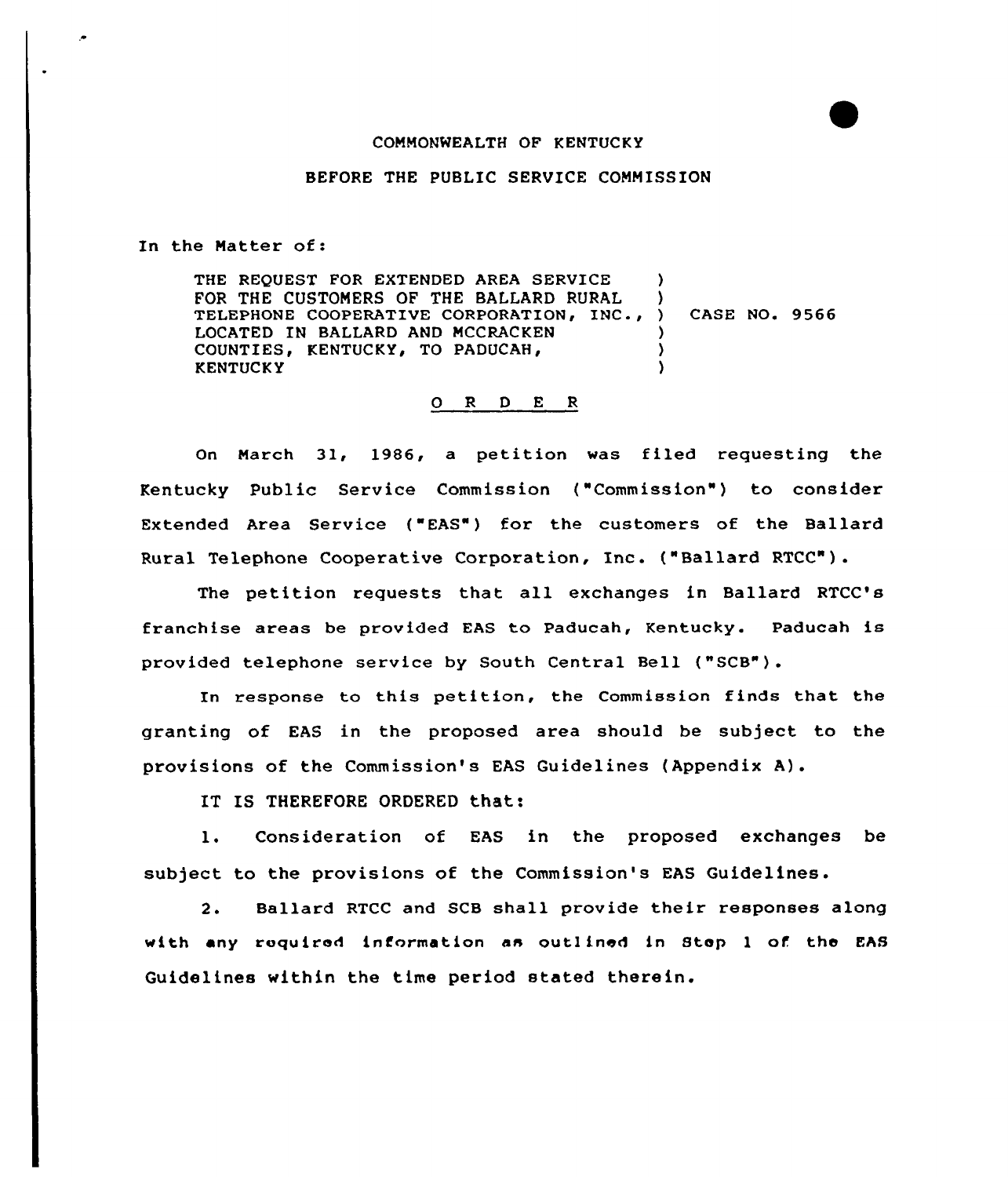COMMONWEALTH OF KENTUCKY

BEFORE THE PUBLIC SERVICE COMMISSION

In the Matter of:

THE REQUEST FOR EXTENDED AREA SERVICE FOR THE CUSTOMERS OF THE BALLARD RURAL TELEPHONE COOPERATIVE CORPORATION, INC., LOCATED IN BALLARD AND MCCRACKEN COUNTIES, KENTUCKY, TO PADUCAH, KENTUCKY ) CASE NO. 9566

## O R D E R

On March 31, 1986, a petition was filed requesting the Kentucky Public Service Commission ("Commission") to consider Extended Area Service ("EAS") for the customers of the Ballard Rural Telephone Cooperative Corporation, Inc. ("Ballard RTCC").

The petition requests that all exchanges in Ballard RTCC's franchise areas be provided EAS to Paducah, Kentucky. Paducah is provided telephone service by South Central Bell ("SCB").

In response to this petition, the Commission finds that the granting of EAS in the proposed area should be subject to the provisions of the Commission's EAS Guidelines (Appendix A).

IT IS THEREFORE ORDERED that:

1. Consideration of EAS in the proposed exchanges be subject to the provisions of the Commission's EAS Guidelines.

2. Ballard RTCC and SCB shall provide their responses along with any required information as outlined in Step 1 of the EAS Guidelines within the time period stated therein.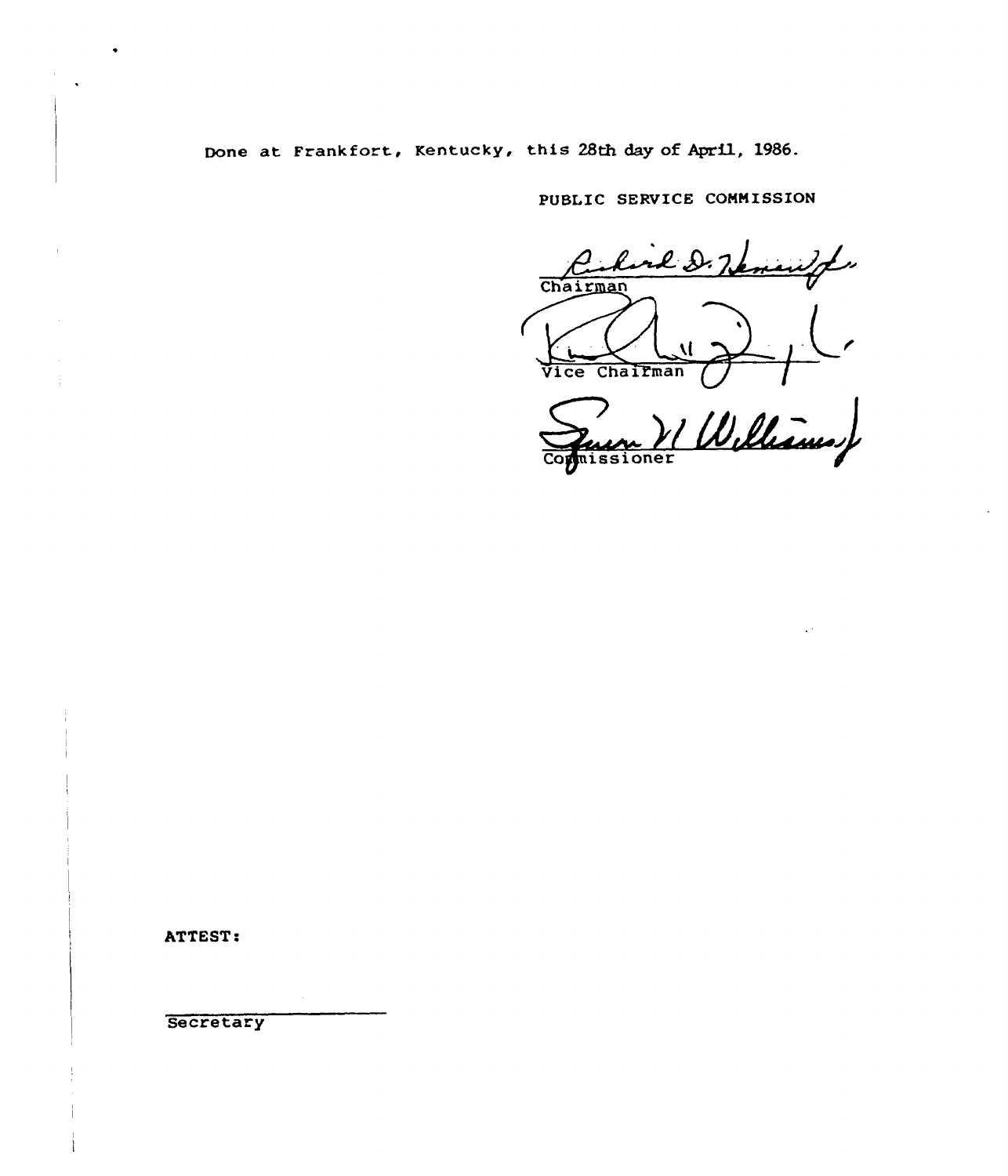Done at Frankfort, Kentucky, this 28th day of April, 1986.

PUBLIC SERVICE COMMISSION

Chairman

Vice Chairman

Commissioner

ATTEST:

Secretary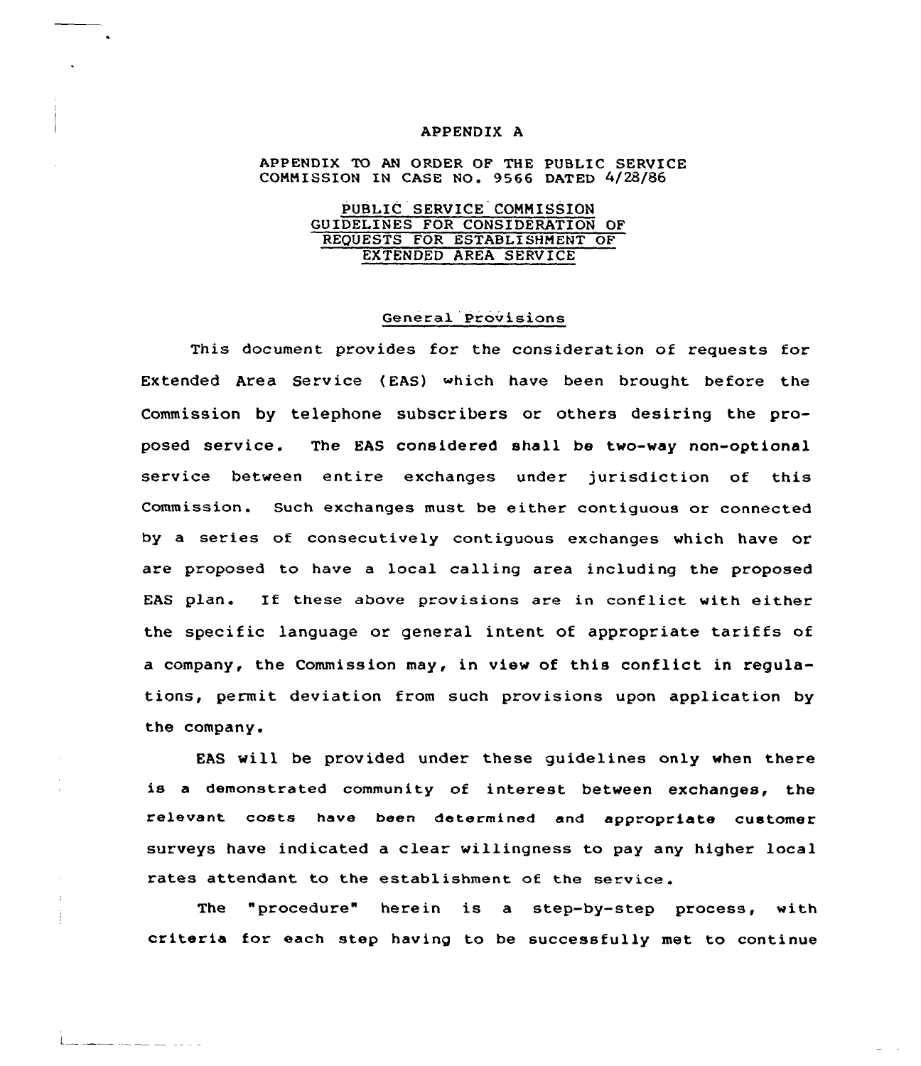APPENDIX A

APPENDIX TO AN ORDER OF THE PUBLIC SERVICE COMMISSION IN CASE NO. 9566 DATED 4/28/86

# PUBLIC SERVICE COMMISSION GUIDELINES FOR CONSIDERATION OF REQUESTS FOR ESTABLISHMENT OF EXTENDED AREA SERVICE

## General Provisions

This document provides for the consideration of requests for Extended Area Service (EAS) which have been brought before the Commission by telephone subscribers or others desiring the proposed service. The EAS considered shall be two-way non-optional service between entire exchanges under jurisdiction of this Commission. Such exchanges must be either contiguous or connected by a series of consecutively contiguous exchanges which have or are proposed to have a local calling area including the proposed EAS plan. If these above provisions are in conflict with either the specific language or general intent of appropriate tariffs of a company, the Commission may, in view of this conflict in regulations, permit deviation from such provisions upon application by the company.

EAS will be provided under these guidelines only when there is a demonstrated community of interest between exchanges, the relevant costs have been determined and appropriate customer surveys have indicated a clear willingness to pay any higher local rates attendant to the establishment of the service.

The "procedure" herein is a step-by-step process, with criteria for each step having to be successfully met to continue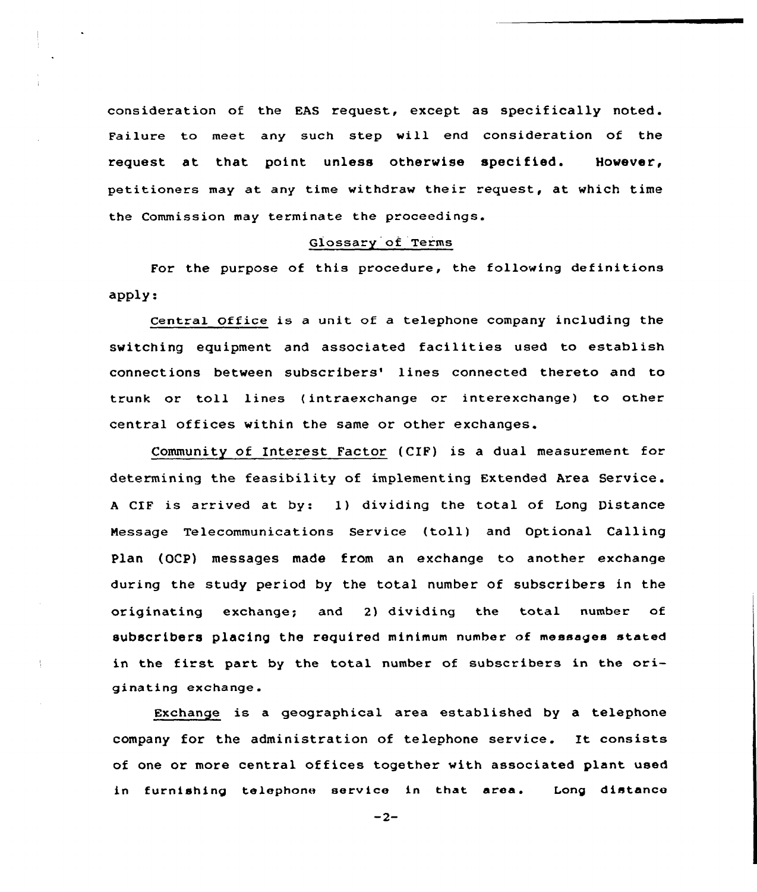consideration of the EAS request, except as specifically noted. Failure to meet any such step will end consideration of the request at that point unless otherwise specified. However, petitioners may at any time withdraw their request, at which time the Commission may terminate the proceedings.

## Glossary of Terms

For the purpose of this procedure, the following definitions apply:

Central Office is a unit of a telephone company including the switching equipment and associated facilities used to establish connections between subscribers' lines connected thereto and to trunk or toll lines (intraexchange or interexchange) to other central offices within the same or other exchanges.

Community of Interest Factor (CIF) is a dual measurement for determining the feasibility of implementing Extended Area Service. A CIF is arrived at by: 1) dividing the total of Long Distance Message Telecommunications Service (toll) and Optional Calling Plan (OCP) messages made from an exchange to another exchange during the study period by the total number of subscribers in the originating exchange; and 2) dividing the total number of subscribers placing the required minimum number of messages stated in the first part by the total number of subscribers in the originating exchange.

Exchange is a geographical area established by a telephone company for the administration of telephone service. It consists of one or more central offices together with associated plant used in furnishing telephone service in that area. Long distance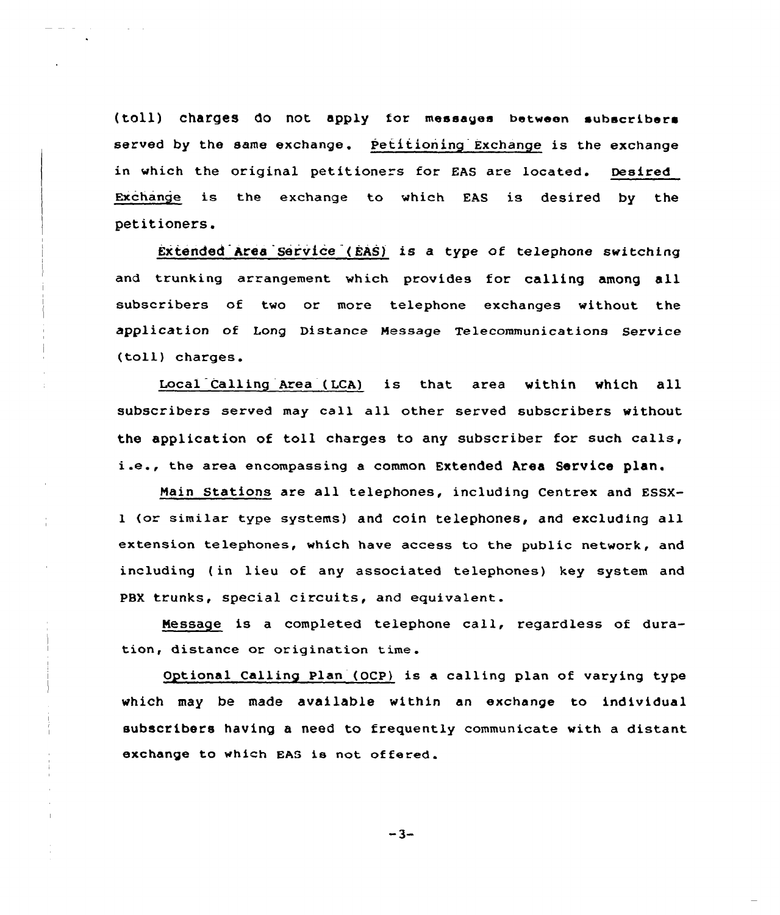(toll) charges do not apply for messages between subscribers served by the same exchange. Petitioning Exchange is the exchange in which the original petitioners for EAS are located. Desired Exchange is the exchange to which EAS is desired by the petitioners.

Extended Area Service (EAS) is a type of telephone switching and trunking arrangement which provides for calling among all subscribers of two or more telephone exchanges without the application of Long Distance Message Telecommunications Service (toll) charges.

Local Calling Area (LCA) is that area within which all subscribers served may call all other served subscribers without the application of toll charges to any subscriber for such calls, i.e., the area encompassing a common Extended Area Service plan.

Main Stations are all telephones, including Centrex and ESSX-1 (or similar type systems) and coin telephones, and excluding all extension telephones, which have access to the public network, and including (in lieu of any associated telephones) key system and PBX trunks, special circuits, and equivalent.

Message is a completed telephone call, regardless of duration, distance or origination time.

Optional Calling Plan (OCP) is a calling plan of varying type which may be made available within an exchange to individual subscribers having a need to frequently communicate with a distant exchange to which EAS is not offered.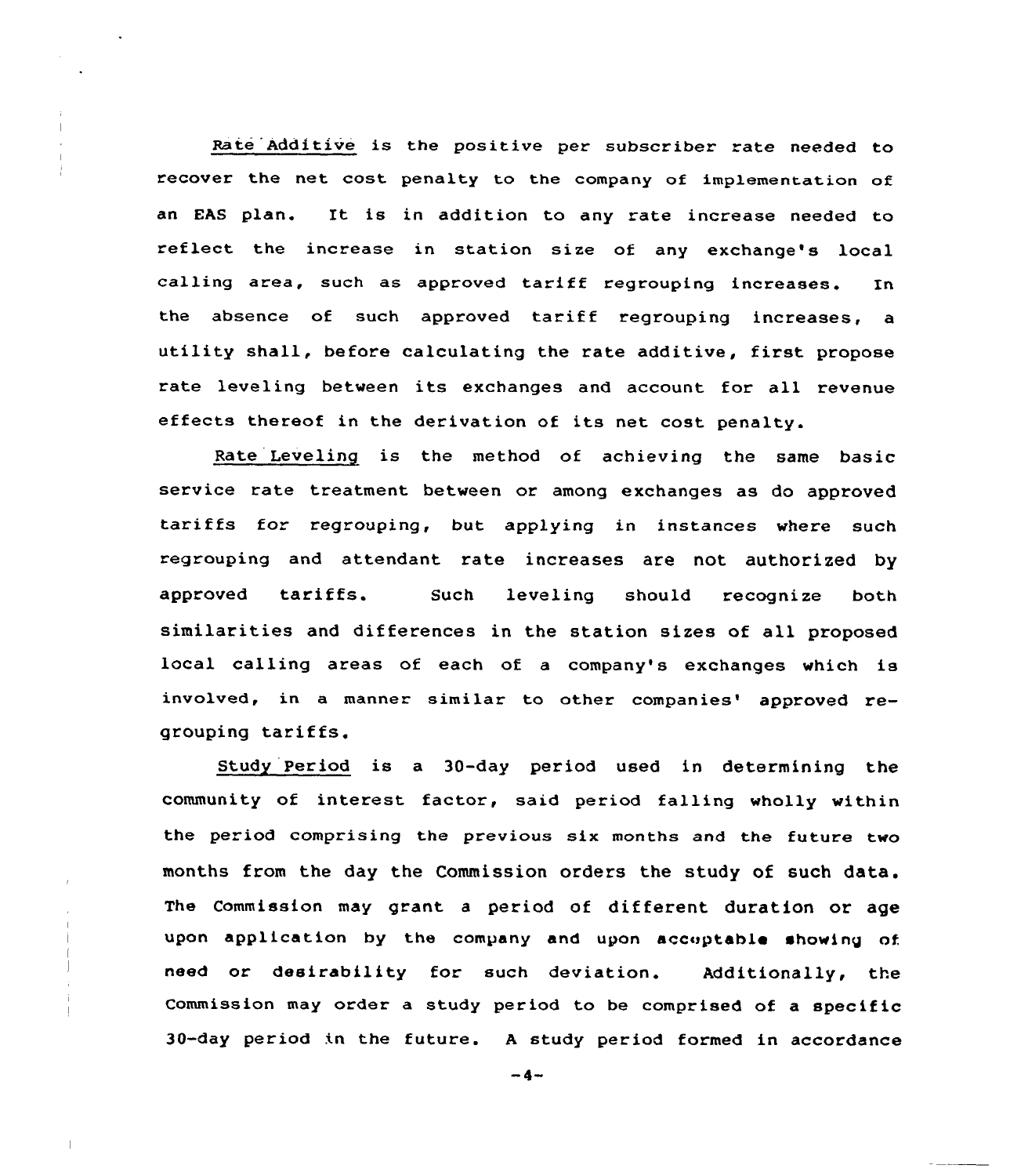Rate Additive is the positive per subscriber rate needed to recover the net cost penalty to the company of implementation of an EAS plan. It is in addition to any rate increase needed to reflect the increase in station size of any exchange's local calling area, such as approved tariff regrouping increases. In the absence of such approved tariff regrouping increases, a utility shall, before calculating the rate additive, first propose rate leveling between its exchanges and account for all revenue effects thereof in the derivation of its net cost penalty.

Rate Leveling is the method of achieving the same basic service rate treatment between or among exchanges as do approved tariffs for regrouping, but applying in instances where such regrouping and attendant rate increases are not authorized by approved tariffs. Such leveling should recognize both similarities and differences in the station sizes of all proposed local calling areas of each of a company's exchanges which is involved, in a manner similar to other companies' approved re-grouping tariffs.

Study Period is a 30-day period used in determining the community of interest factor, said period falling wholly within the period comprising the previous six months and the future two months from the day the Commission orders the study of such data. The Commission may grant a period of different duration or age upon application by the company and upon acceptable showing of need or desirability for such deviation. Additionally, the Commission may order a study period to be comprised of a specific 30-day period in the future. A study period formed in accordance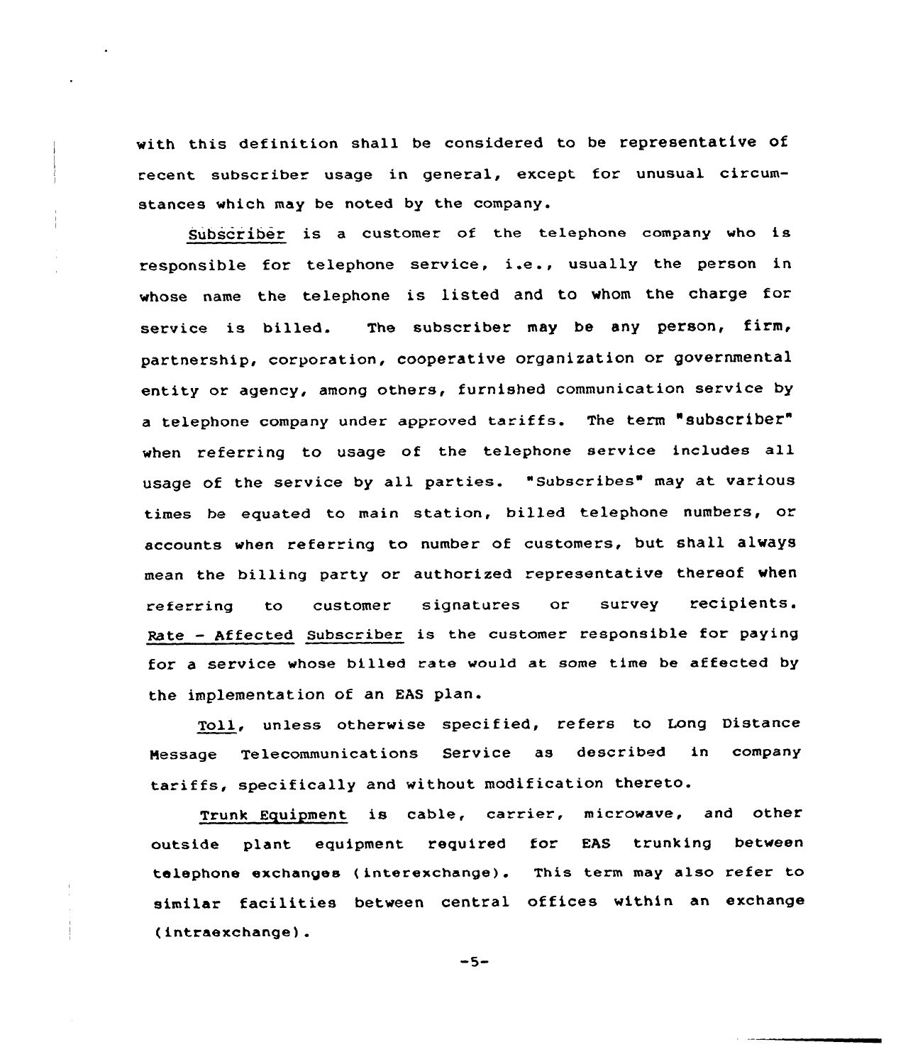with this definition shall be considered to be representative of recent subscriber usage in general, except for unusual circumstances which may be noted by the company.

Subscriber is a customer of the telephone company who is responsible for telephone service, i.e., usually the person in whose name the telephone is listed and to whom the charge for service is billed. The subscriber may be any person, firm, partnership, corporation, cooperative organization or governmental entity or agency, among others, furnished communication service by a telephone company under approved tariffs. The term "subscriber" when referring to usage of the telephone service includes all usage of the service by all parties. "Subscribes" may at various times be equated to main station, billed telephone numbers, or accounts when referring to number of customers, but shall always mean the billing party or authorized representative thereof when referring to customer signatures or survey recipients. Rate - Affected Subscriber is the customer responsible for paying for a service whose billed rate would at some time be affected by the implementation of an EAS plan.

Toll, unless otherwise specified, refers to Long Distance Message Telecommunications Service as described in company tariffs, specifically and without modification thereto.

Trunk Equipment is cable, carrier, microwave, and other outside plant equipment required for EAS trunking between telephone exchanges (interexchange). This term may also refer to similar facilities between central offices within an exchange (intraexchange).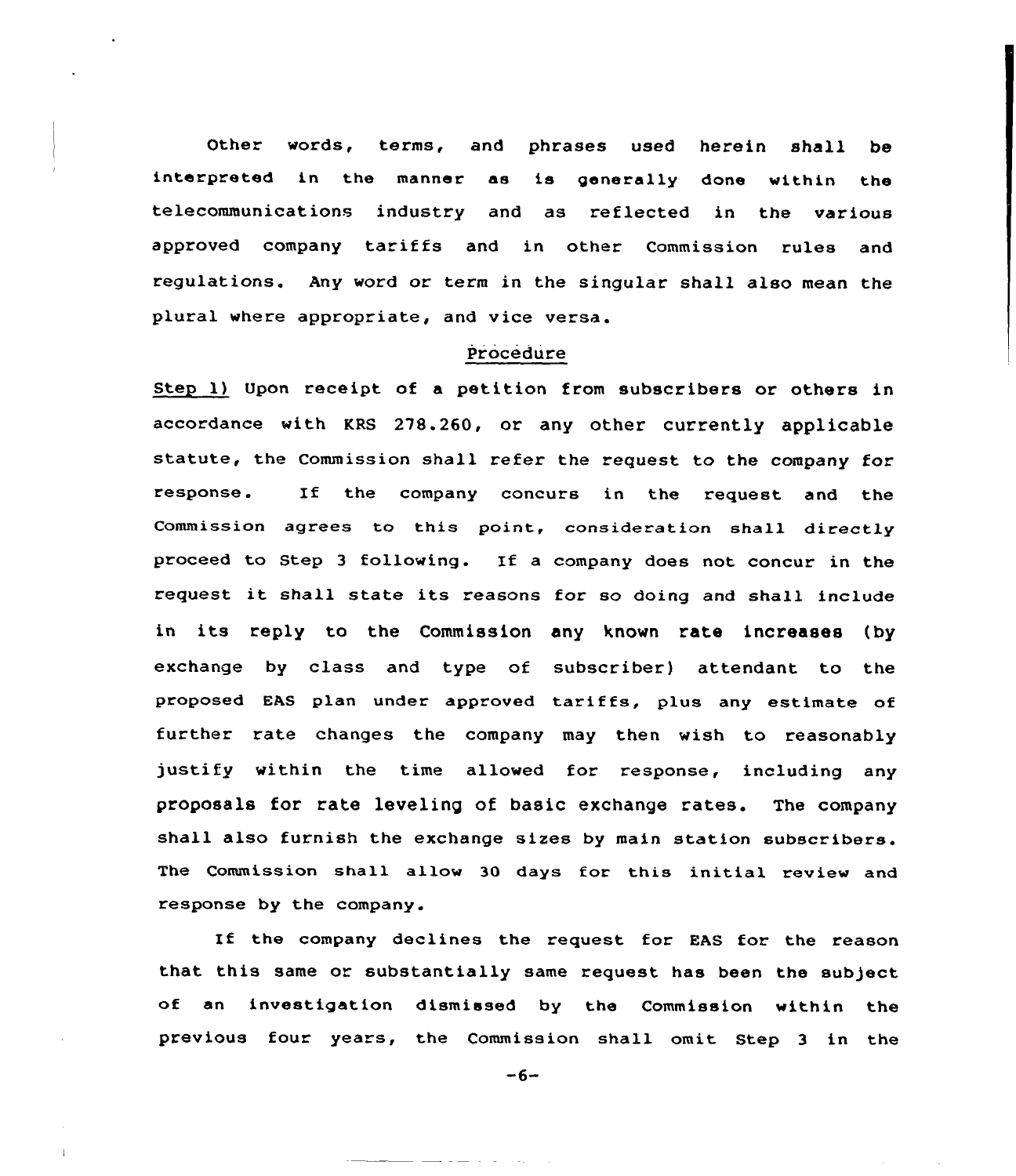Other words, terms, and phrases used herein shall be interpreted in the manner as is generally done within the telecommunications industry and as reflected in the various approved company tariffs and in other Commission rules and regulations. Any word or term in the singular shall also mean the plural where appropriate, and vice versa.

## Procedure

Step 1) Upon receipt of a petition from subscribers or others in accordance with KRS 278.260, or any other currently applicable statute, the Commission shall refer the request to the company for response. If the company concurs in the request and the Commission agrees to this point, consideration shall directly proceed to Step 3 following. If a company does not concur in the request it shall state its reasons for so doing and shall include in its reply to the Commission any known rate increases (by exchange by class and type of subscriber) attendant to the proposed EAS plan under approved tariffs, plus any estimate of further rate changes the company may then wish to reasonably justify within the time allowed for response, including any proposals for rate leveling of basic exchange rates. The company shall also furnish the exchange sizes by main station subscribers. The Commission shall allow 30 days for this initial review and response by the company.

If the company declines the request for EAS for the reason that this same or substantially same request has been the subject of an investigation dismissed by the Commission within the previous four years, the Commission shall omit Step 3 in the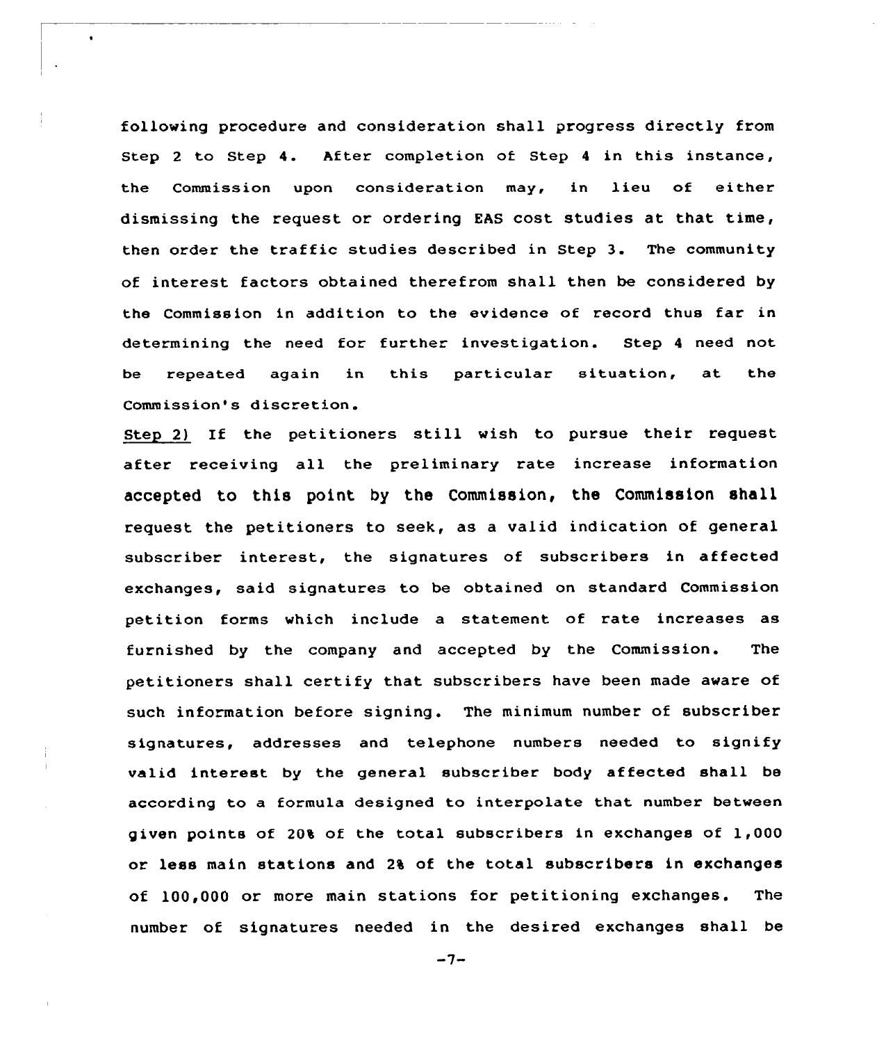following procedure and consideration shall progress directly from Step 2 to Step 4. After completion of Step 4 in this instance, the Commission upon consideration may, in lieu of either dismissing the request or ordering EAS cost studies at that time, then order the traffic studies described in Step 3. The community of interest factors obtained therefrom shall then be considered by the Commission in addition to the evidence of record thus far in determining the need for further investigation. Step 4 need not be repeated again in this particular situation, at the Commission's discretion.

Step 2) If the petitioners still wish to pursue their request after receiving all the preliminary rate increase information accepted to this point by the Commission, the Commission shall request the petitioners to seek, as a valid indication of general subscriber interest, the signatures of subscribers in affected exchanges, said signatures to be obtained on standard Commission petition forms which include a statement of rate increases as furnished by the company and accepted by the Commission. The petitioners shall certify that subscribers have been made aware of such information before signing. The minimum number of subscriber signatures, addresses and telephone numbers needed to signify valid interest by the general subscriber body affected shall be according to a formula designed to interpolate that number between given points of 20% of the total subscribers in exchanges of 1,000 or less main stations and 2% of the total subscribers in exchanges of 100,000 or more main stations for petitioning exchanges. The number of signatures needed in the desired exchanges shall be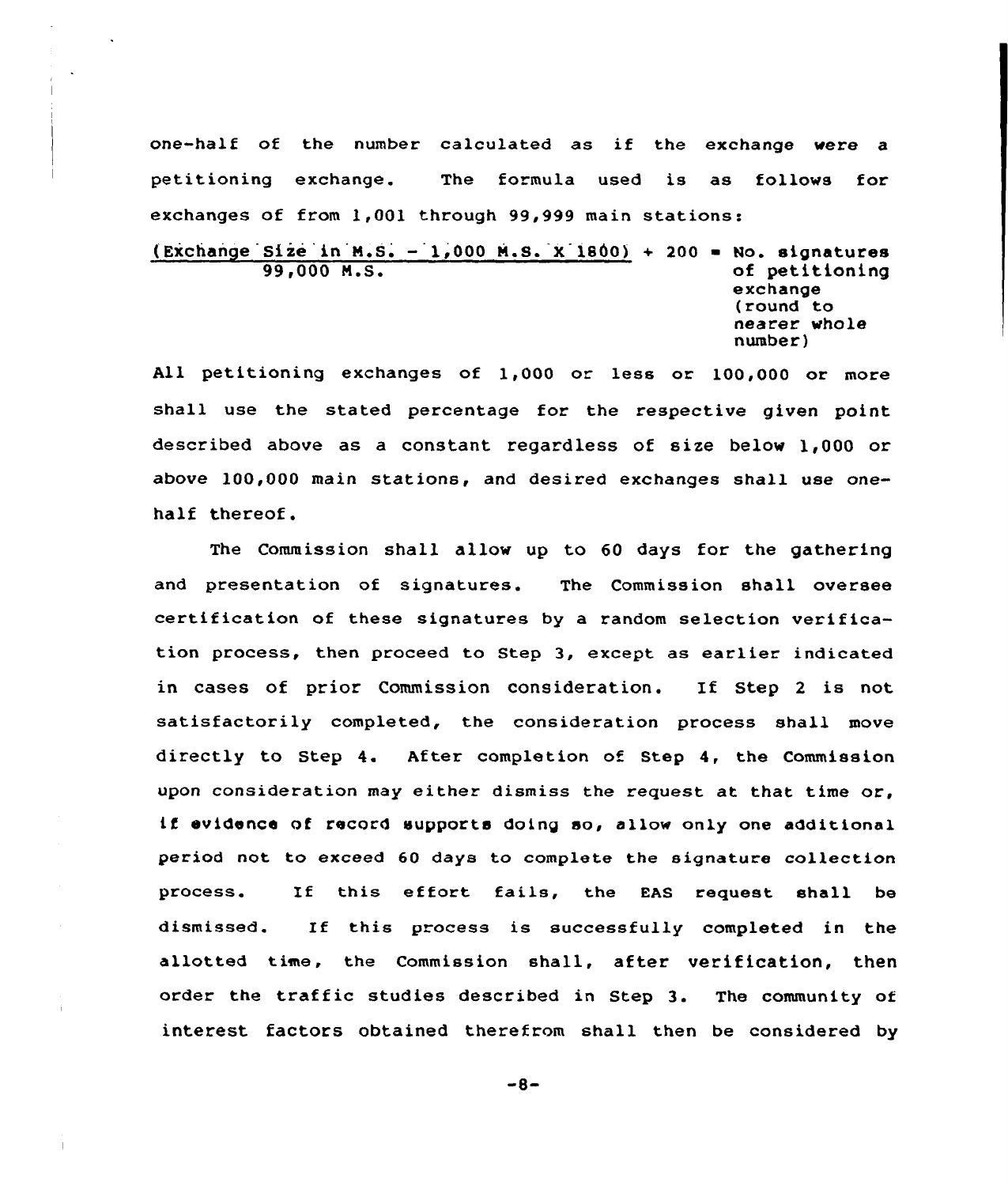one-half of the number calculated as if the exchange were a petitioning exchange. The formula used is as follows for exchanges of from 1,001 through 99,999 main stations:

$$\frac{(\text{Exchange Size in M.S.} - 1,000 \text{ M.S.} \times 1800)}{99,000 \text{ M.S.}} + 200 = \text{No. signatures of petitioning exchange (round to nearer whole number)}$$

All petitioning exchanges of 1,000 or less or 100,000 or more shall use the stated percentage for the respective given point described above as a constant regardless of size below 1,000 or above 100,000 main stations, and desired exchanges shall use one-half thereof.

The Commission shall allow up to 60 days for the gathering and presentation of signatures. The Commission shall oversee certification of these signatures by a random selection verification process, then proceed to Step 3, except as earlier indicated in cases of prior Commission consideration. If Step 2 is not satisfactorily completed, the consideration process shall move directly to Step 4. After completion of Step 4, the Commission upon consideration may either dismiss the request at that time or, if evidence of record supports doing so, allow only one additional period not to exceed 60 days to complete the signature collection process. If this effort fails, the EAS request shall be dismissed. If this process is successfully completed in the allotted time, the Commission shall, after verification, then order the traffic studies described in Step 3. The community of interest factors obtained therefrom shall then be considered by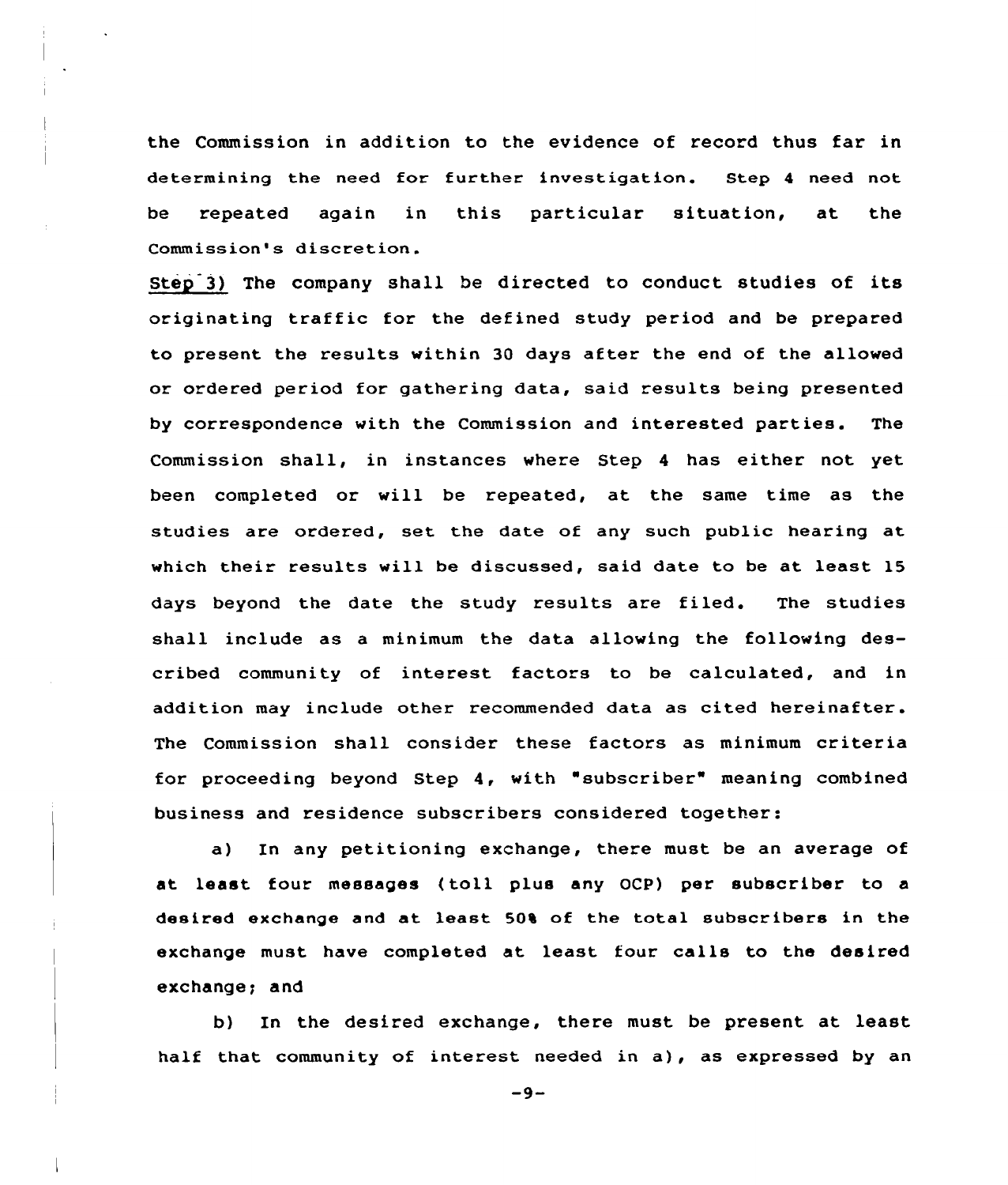the Commission in addition to the evidence of record thus far in determining the need for further investigation. Step 4 need not be repeated again in this particular situation, at the Commission's discretion.

Step 3) The company shall be directed to conduct studies of its originating traffic for the defined study period and be prepared to present the results within 30 days after the end of the allowed or ordered period for gathering data, said results being presented by correspondence with the Commission and interested parties. The Commission shall, in instances where Step 4 has either not yet been completed or will be repeated, at the same time as the studies are ordered, set the date of any such public hearing at which their results will be discussed, said date to be at least 15 days beyond the date the study results are filed. The studies shall include as a minimum the data allowing the following described community of interest factors to be calculated, and in addition may include other recommended data as cited hereinafter. The Commission shall consider these factors as minimum criteria for proceeding beyond Step 4, with "subscriber" meaning combined business and residence subscribers considered together:

a) In any petitioning exchange, there must be an average of at least four messages (toll plus any OCP) per subscriber to a desired exchange and at least 50% of the total subscribers in the exchange must have completed at least four calls to the desired exchange; and

b) In the desired exchange, there must be present at least half that community of interest needed in a), as expressed by an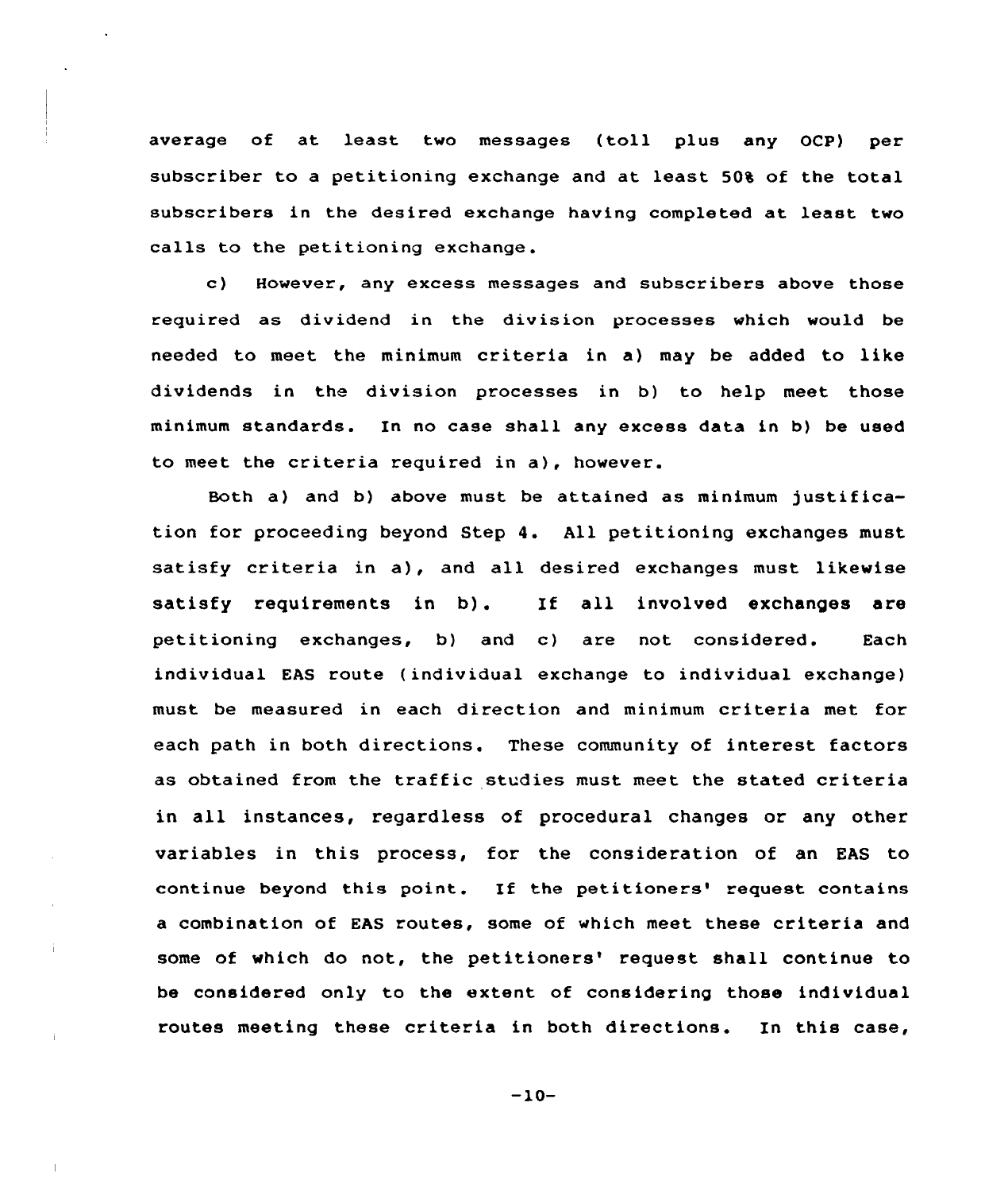average of at least two messages (toll plus any OCP) per subscriber to a petitioning exchange and at least 50% of the total subscribers in the desired exchange having completed at least two calls to the petitioning exchange.

c) However, any excess messages and subscribers above those required as dividend in the division processes which would be needed to meet the minimum criteria in a) may be added to like dividends in the division processes in b) to help meet those minimum standards. In no case shall any excess data in b) be used to meet the criteria required in a), however.

Both a) and b) above must be attained as minimum justification for proceeding beyond Step 4. All petitioning exchanges must satisfy criteria in a), and all desired exchanges must likewise satisfy requirements in b). If all involved exchanges are petitioning exchanges, b) and c) are not considered. Each individual EAS route (individual exchange to individual exchange) must be measured in each direction and minimum criteria met for each path in both directions. These community of interest factors as obtained from the traffic studies must meet the stated criteria in all instances, regardless of procedural changes or any other variables in this process, for the consideration of an EAS to continue beyond this point. If the petitioners' request contains a combination of EAS routes, some of which meet these criteria and some of which do not, the petitioners' request shall continue to be considered only to the extent of considering those individual routes meeting these criteria in both directions. In this case,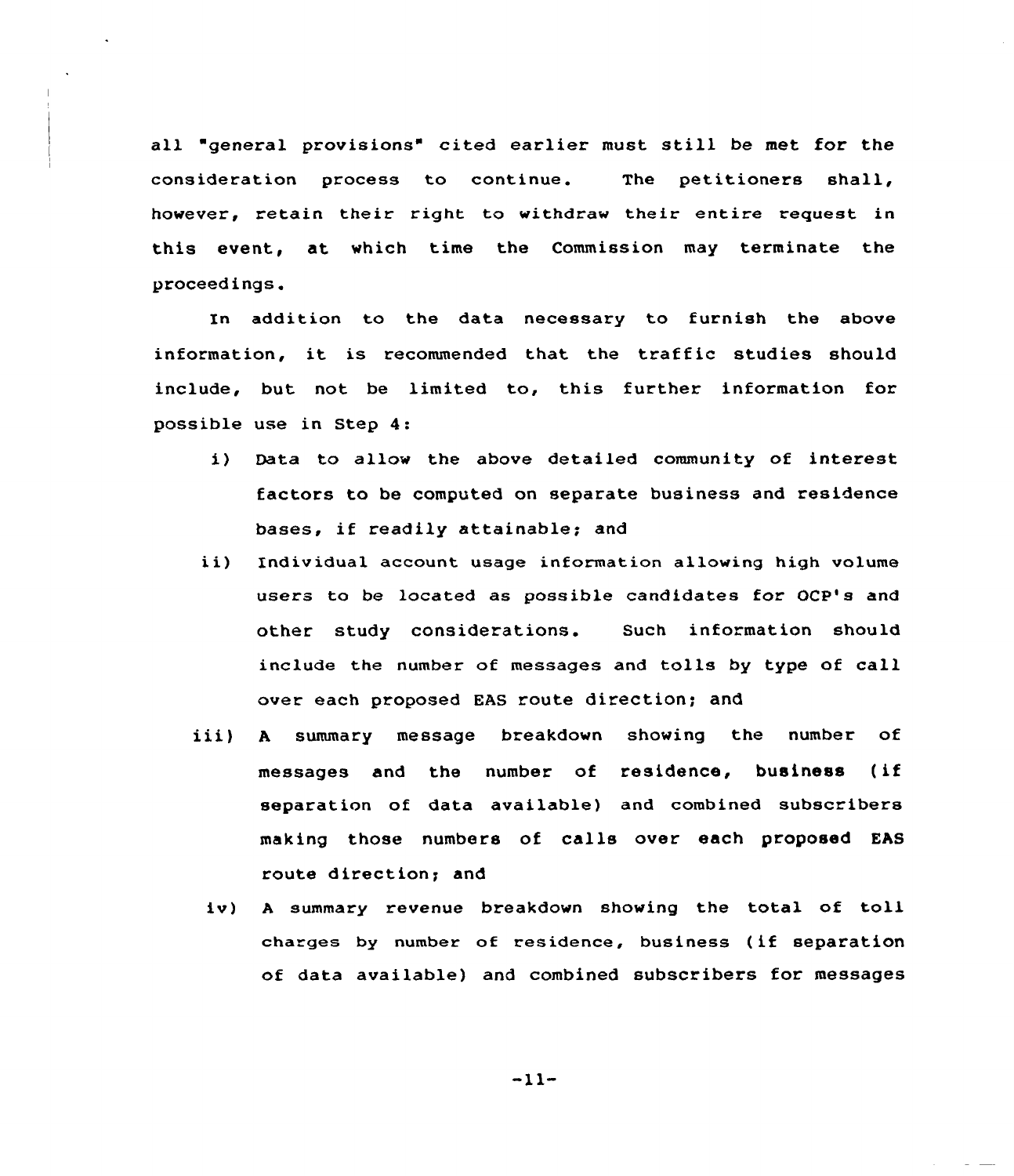all "general provisions" cited earlier must still be met for the consideration process to continue. The petitioners shall, however, retain their right to withdraw their entire request in this event, at which time the Commission may terminate the proceedings.

In addition to the data necessary to furnish the above information, it is recommended that the traffic studies should include, but not be limited to, this further information for possible use in Step 4:

i) Data to allow the above detailed community of interest factors to be computed on separate business and residence bases, if readily attainable; and

ii) Individual account usage information allowing high volume users to be located as possible candidates for OCP's and other study considerations. Such information should include the number of messages and tolls by type of call over each proposed EAS route direction; and

iii) A summary message breakdown showing the number of messages and the number of residence, business (if separation of data available) and combined subscribers making those numbers of calls over each proposed EAS route direction; and

iv) A summary revenue breakdown showing the total of toll charges by number of residence, business (if separation of data available) and combined subscribers for messages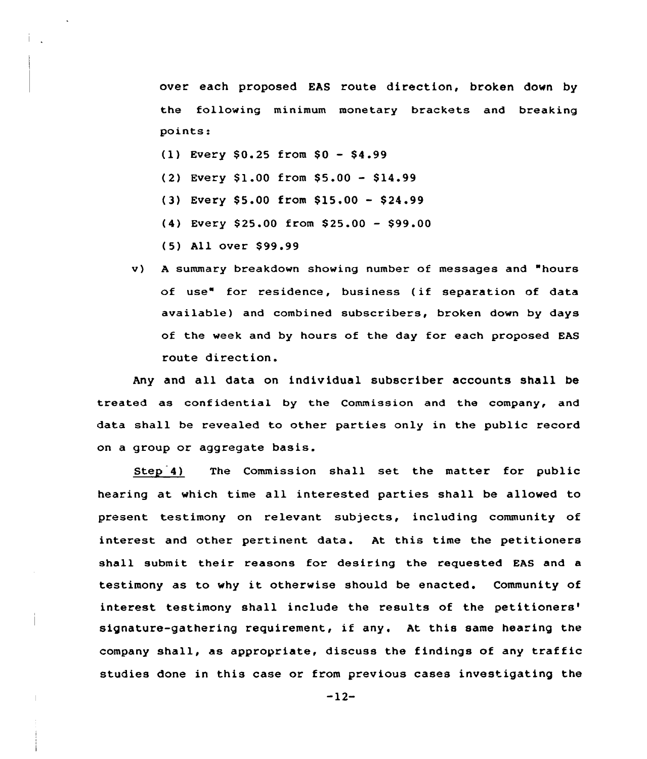over each proposed EAS route direction, broken down by the following minimum monetary brackets and breaking points:

(1) Every $0.25 from $0 - $4.99

(2) Every $1.00 from $5.00 - $14.99

(3) Every $5.00 from $15.00 - $24.99

(4) Every $25.00 from $25.00 - $99.00

(5) All over $99.99

v) A summary breakdown showing number of messages and "hours of use" for residence, business (if separation of data available) and combined subscribers, broken down by days of the week and by hours of the day for each proposed EAS route direction.

Any and all data on individual subscriber accounts shall be treated as confidential by the Commission and the company, and data shall be revealed to other parties only in the public record on a group or aggregate basis.

Step 4) The Commission shall set the matter for public hearing at which time all interested parties shall be allowed to present testimony on relevant subjects, including community of interest and other pertinent data. At this time the petitioners shall submit their reasons for desiring the requested EAS and a testimony as to why it otherwise should be enacted. Community of interest testimony shall include the results of the petitioners' signature-gathering requirement, if any. At this same hearing the company shall, as appropriate, discuss the findings of any traffic studies done in this case or from previous cases investigating the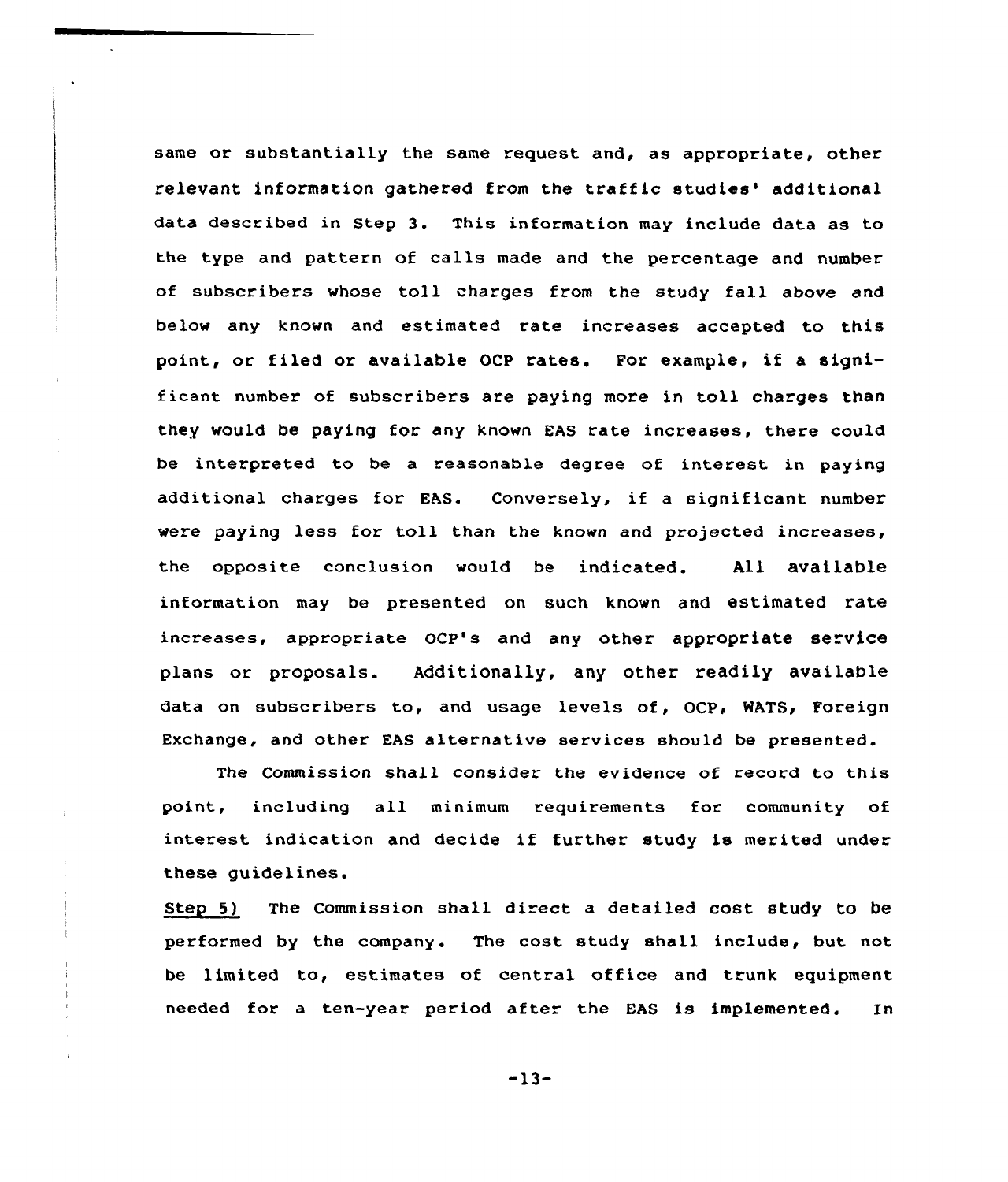same or substantially the same request and, as appropriate, other relevant information gathered from the traffic studies' additional data described in Step 3. This information may include data as to the type and pattern of calls made and the percentage and number of subscribers whose toll charges from the study fall above and below any known and estimated rate increases accepted to this point, or filed or available OCP rates. For example, if a significant number of subscribers are paying more in toll charges than they would be paying for any known EAS rate increases, there could be interpreted to be a reasonable degree of interest in paying additional charges for EAS. Conversely, if a significant number were paying less for toll than the known and projected increases, the opposite conclusion would be indicated. All available information may be presented on such known and estimated rate increases, appropriate OCP's and any other appropriate service plans or proposals. Additionally, any other readily available data on subscribers to, and usage levels of, OCP, WATS, Foreign Exchange, and other EAS alternative services should be presented.

The Commission shall consider the evidence of record to this point, including all minimum requirements for community of interest indication and decide if further study is merited under these guidelines.

Step 5) The Commission shall direct a detailed cost study to be performed by the company. The cost study shall include, but not be limited to, estimates of central office and trunk equipment needed for a ten-year period after the EAS is implemented. In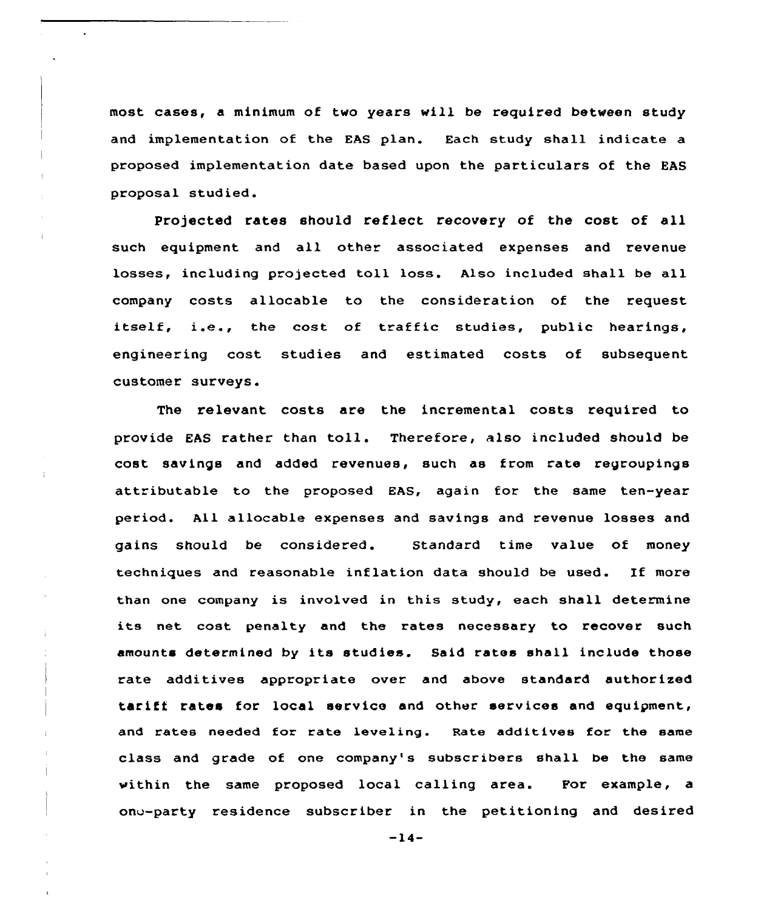most cases, a minimum of two years will be required between study and implementation of the EAS plan. Each study shall indicate a proposed implementation date based upon the particulars of the EAS proposal studied.

Projected rates should reflect recovery of the cost of all such equipment and all other associated expenses and revenue losses, including projected toll loss. Also included shall be all company costs allocable to the consideration of the request itself, i.e., the cost of traffic studies, public hearings, engineering cost studies and estimated costs of subsequent customer surveys.

The relevant costs are the incremental costs required to provide EAS rather than toll. Therefore, also included should be cost savings and added revenues, such as from rate regroupings attributable to the proposed EAS, again for the same ten-year period. All allocable expenses and savings and revenue losses and gains should be considered. Standard time value of money techniques and reasonable inflation data should be used. If more than one company is involved in this study, each shall determine its net cost penalty and the rates necessary to recover such amounts determined by its studies. Said rates shall include those rate additives appropriate over and above standard authorized tariff rates for local service and other services and equipment, and rates needed for rate leveling. Rate additives for the same class and grade of one company's subscribers shall be the same within the same proposed local calling area. For example, a one-party residence subscriber in the petitioning and desired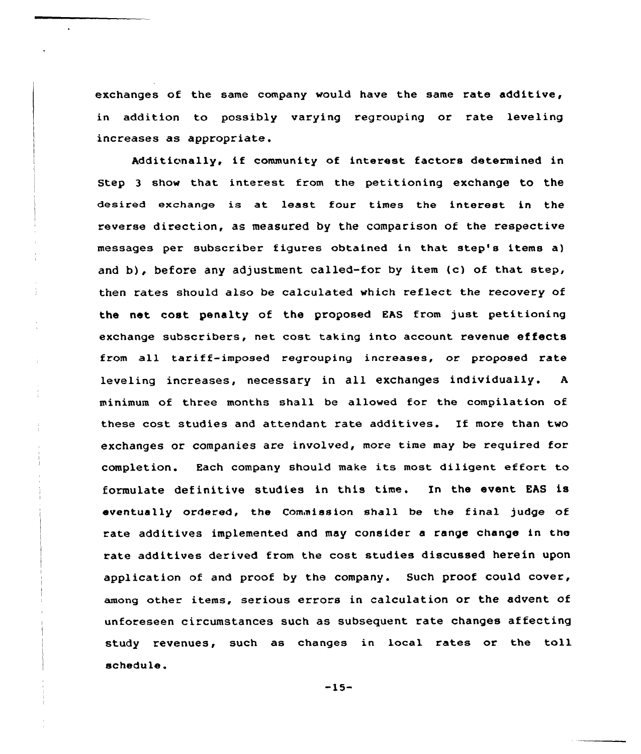exchanges of the same company would have the same rate additive, in addition to possibly varying regrouping or rate leveling increases as appropriate.

Additionally, if community of interest factors determined in Step 3 show that interest from the petitioning exchange to the desired exchange is at least four times the interest in the reverse direction, as measured by the comparison of the respective messages per subscriber figures obtained in that step's items a) and b), before any adjustment called-for by item (c) of that step, then rates should also be calculated which reflect the recovery of the net cost penalty of the proposed EAS from just petitioning exchange subscribers, net cost taking into account revenue effects from all tariff-imposed regrouping increases, or proposed rate leveling increases, necessary in all exchanges individually. A minimum of three months shall be allowed for the compilation of these cost studies and attendant rate additives. If more than two exchanges or companies are involved, more time may be required for completion. Each company should make its most diligent effort to formulate definitive studies in this time. In the event EAS is eventually ordered, the Commission shall be the final judge of rate additives implemented and may consider a range change in the rate additives derived from the cost studies discussed herein upon application of and proof by the company. Such proof could cover, among other items, serious errors in calculation or the advent of unforeseen circumstances such as subsequent rate changes affecting study revenues, such as changes in local rates or the toll schedule.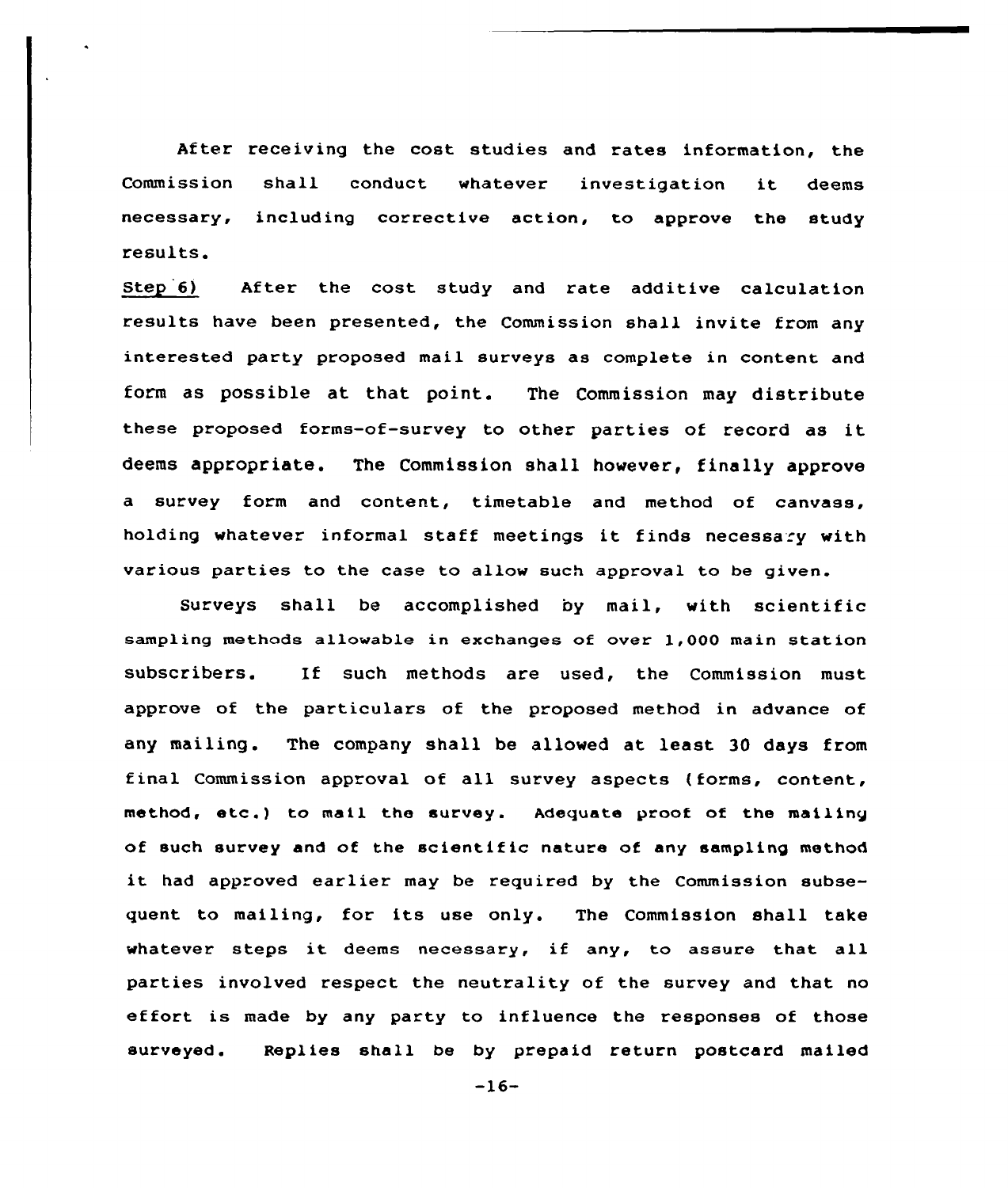After receiving the cost studies and rates information, the Commission shall conduct whatever investigation it deems necessary, including corrective action, to approve the study results.

Step 6) After the cost study and rate additive calculation results have been presented, the Commission shall invite from any interested party proposed mail surveys as complete in content and form as possible at that point. The Commission may distribute these proposed forms-of-survey to other parties of record as it deems appropriate. The Commission shall however, finally approve a survey form and content, timetable and method of canvass, holding whatever informal staff meetings it finds necessary with various parties to the case to allow such approval to be given.

Surveys shall be accomplished by mail, with scientific sampling methods allowable in exchanges of over 1,000 main station subscribers. If such methods are used, the Commission must approve of the particulars of the proposed method in advance of any mailing. The company shall be allowed at least 30 days from final Commission approval of all survey aspects (forms, content, method, etc.) to mail the survey. Adequate proof of the mailing of such survey and of the scientific nature of any sampling method it had approved earlier may be required by the Commission subsequent to mailing, for its use only. The Commission shall take whatever steps it deems necessary, if any, to assure that all parties involved respect the neutrality of the survey and that no effort is made by any party to influence the responses of those surveyed. Replies shall be by prepaid return postcard mailed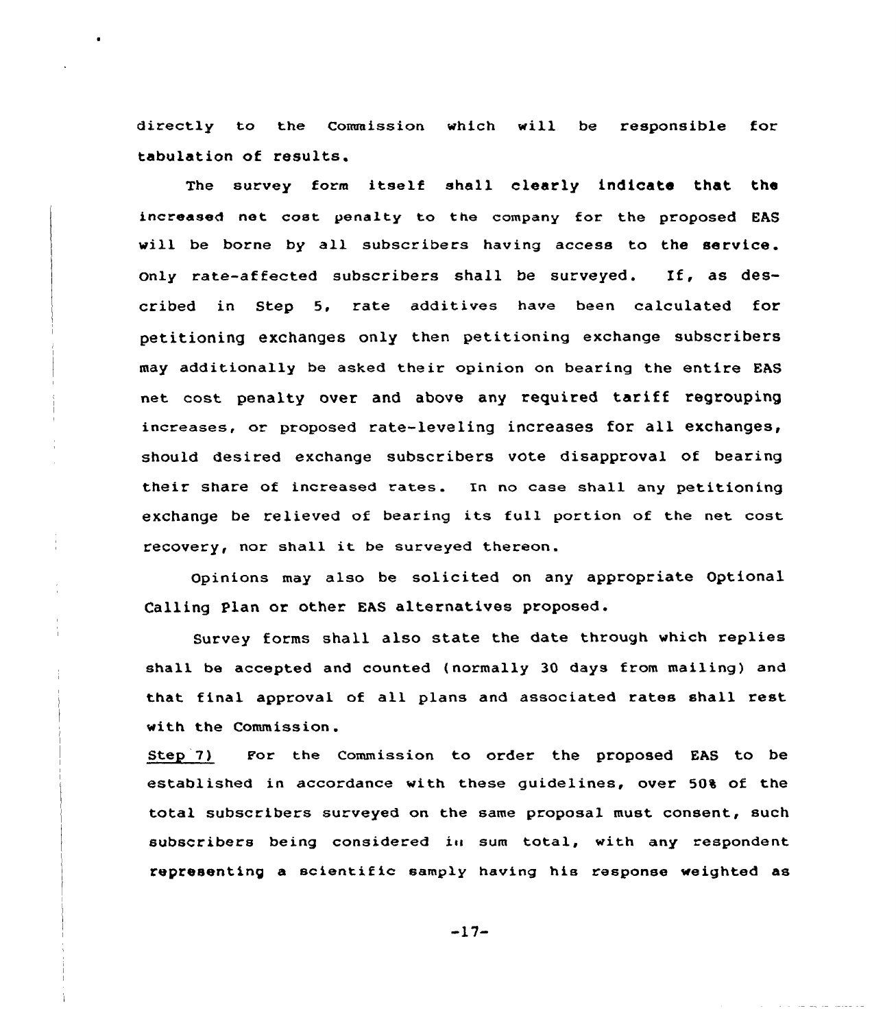directly to the Commission which will be responsible for tabulation of results.

The survey form itself shall clearly indicate that the increased net cost penalty to the company for the proposed EAS will be borne by all subscribers having access to the service. Only rate-affected subscribers shall be surveyed. If, as described in Step 5, rate additives have been calculated for petitioning exchanges only then petitioning exchange subscribers may additionally be asked their opinion on bearing the entire EAS net cost penalty over and above any required tariff regrouping increases, or proposed rate-leveling increases for all exchanges, should desired exchange subscribers vote disapproval of bearing their share of increased rates. In no case shall any petitioning exchange be relieved of bearing its full portion of the net cost recovery, nor shall it be surveyed thereon.

Opinions may also be solicited on any appropriate Optional Calling Plan or other EAS alternatives proposed.

Survey forms shall also state the date through which replies shall be accepted and counted (normally 30 days from mailing) and that final approval of all plans and associated rates shall rest with the Commission.

Step 7) For the Commission to order the proposed EAS to be established in accordance with these guidelines, over 50% of the total subscribers surveyed on the same proposal must consent, such subscribers being considered in sum total, with any respondent representing a scientific samply having his response weighted as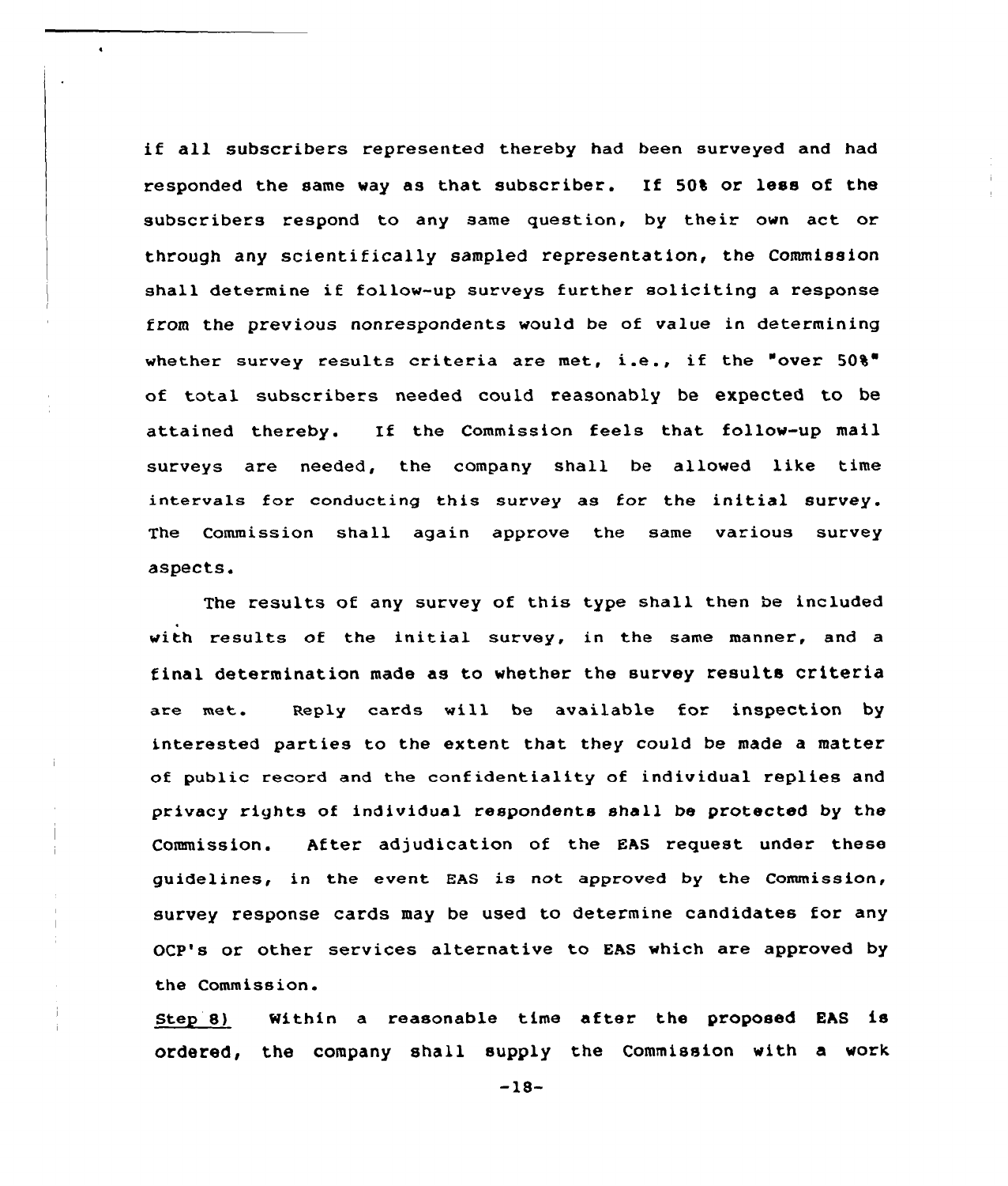if all subscribers represented thereby had been surveyed and had responded the same way as that subscriber. If 50% or less of the subscribers respond to any same question, by their own act or through any scientifically sampled representation, the Commission shall determine if follow-up surveys further soliciting a response from the previous nonrespondents would be of value in determining whether survey results criteria are met, i.e., if the "over 50%" of total subscribers needed could reasonably be expected to be attained thereby. If the Commission feels that follow-up mail surveys are needed, the company shall be allowed like time intervals for conducting this survey as for the initial survey. The Commission shall again approve the same various survey aspects.

The results of any survey of this type shall then be included with results of the initial survey, in the same manner, and a final determination made as to whether the survey results criteria are met. Reply cards will be available for inspection by interested parties to the extent that they could be made a matter of public record and the confidentiality of individual replies and privacy rights of individual respondents shall be protected by the Commission. After adjudication of the EAS request under these guidelines, in the event EAS is not approved by the Commission, survey response cards may be used to determine candidates for any OCP's or other services alternative to EAS which are approved by the Commission.

Step 8) Within a reasonable time after the proposed EAS is ordered, the company shall supply the Commission with a work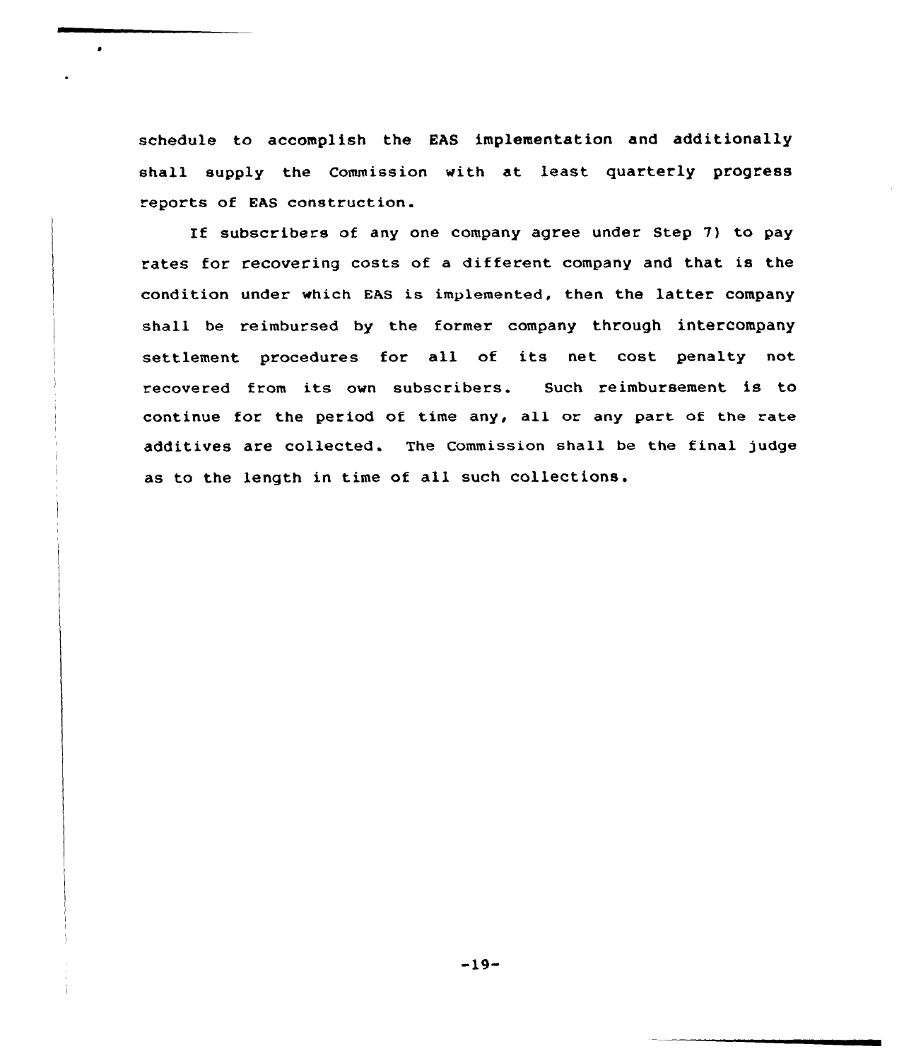schedule to accomplish the EAS implementation and additionally shall supply the Commission with at least quarterly progress reports of EAS construction.

If subscribers of any one company agree under Step 7) to pay rates for recovering costs of a different company and that is the condition under which EAS is implemented, then the latter company shall be reimbursed by the former company through intercompany settlement procedures for all of its net cost penalty not recovered from its own subscribers. Such reimbursement is to continue for the period of time any, all or any part of the rate additives are collected. The Commission shall be the final judge as to the length in time of all such collections.